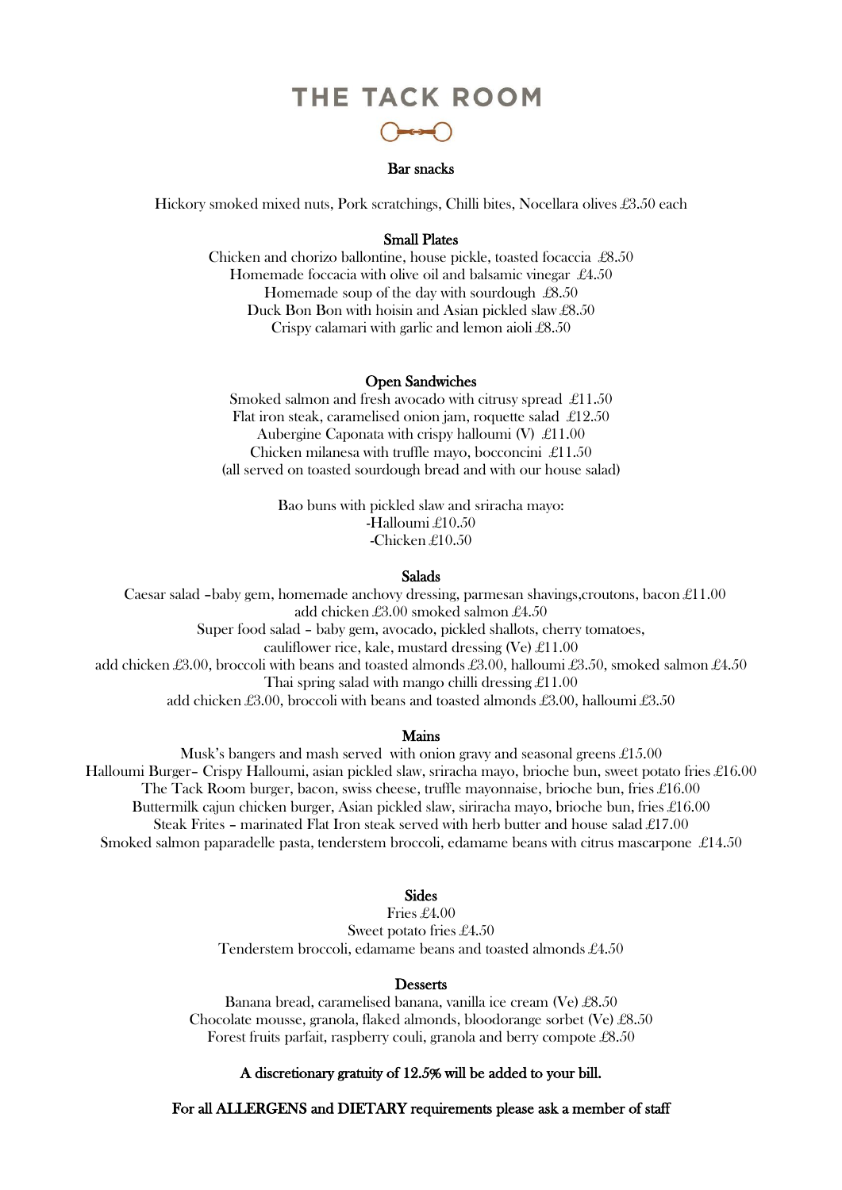# THE TACK ROOM

## Bar snacks

Hickory smoked mixed nuts, Pork scratchings, Chilli bites, Nocellara olives £3.50 each

## Small Plates

Chicken and chorizo ballontine, house pickle, toasted focaccia £8.50
Homemade foccacia with olive oil and balsamic vinegar £4.50
Homemade soup of the day with sourdough £8.50
Duck Bon Bon with hoisin and Asian pickled slaw £8.50
Crispy calamari with garlic and lemon aioli £8.50

## Open Sandwiches

Smoked salmon and fresh avocado with citrusy spread £11.50
Flat iron steak, caramelised onion jam, roquette salad £12.50
Aubergine Caponata with crispy halloumi (V) £11.00
Chicken milanesa with truffle mayo, bocconcini £11.50
(all served on toasted sourdough bread and with our house salad)

Bao buns with pickled slaw and sriracha mayo:
-Halloumi £10.50
-Chicken £10.50

## Salads

Caesar salad –baby gem, homemade anchovy dressing, parmesan shavings,croutons, bacon £11.00
add chicken £3.00 smoked salmon £4.50
Super food salad – baby gem, avocado, pickled shallots, cherry tomatoes,
cauliflower rice, kale, mustard dressing (Ve) £11.00
add chicken £3.00, broccoli with beans and toasted almonds £3.00, halloumi £3.50, smoked salmon £4.50
Thai spring salad with mango chilli dressing £11.00
add chicken £3.00, broccoli with beans and toasted almonds £3.00, halloumi £3.50

## Mains

Musk's bangers and mash served with onion gravy and seasonal greens £15.00
Halloumi Burger– Crispy Halloumi, asian pickled slaw, sriracha mayo, brioche bun, sweet potato fries £16.00
The Tack Room burger, bacon, swiss cheese, truffle mayonnaise, brioche bun, fries £16.00
Buttermilk cajun chicken burger, Asian pickled slaw, siriracha mayo, brioche bun, fries £16.00
Steak Frites – marinated Flat Iron steak served with herb butter and house salad £17.00
Smoked salmon paparadelle pasta, tenderstem broccoli, edamame beans with citrus mascarpone £14.50

## Sides

Fries £4.00
Sweet potato fries £4.50
Tenderstem broccoli, edamame beans and toasted almonds £4.50

## Desserts

Banana bread, caramelised banana, vanilla ice cream (Ve) £8.50
Chocolate mousse, granola, flaked almonds, bloodorange sorbet (Ve) £8.50
Forest fruits parfait, raspberry couli, granola and berry compote £8.50

**A discretionary gratuity of 12.5% will be added to your bill.**

**For all ALLERGENS and DIETARY requirements please ask a member of staff**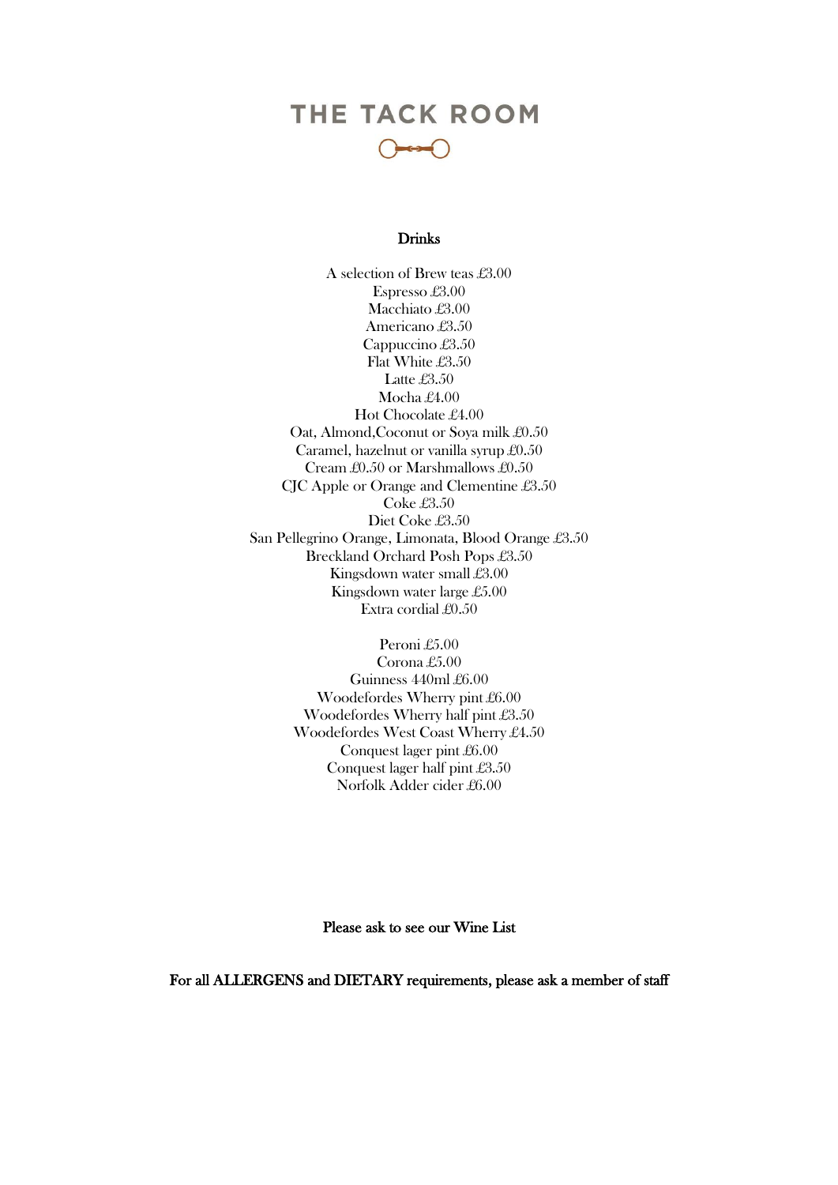# THE TACK ROOM

## Drinks

A selection of Brew teas £3.00
Espresso £3.00
Macchiato £3.00
Americano £3.50
Cappuccino £3.50
Flat White £3.50
Latte £3.50
Mocha £4.00
Hot Chocolate £4.00
Oat, Almond,Coconut or Soya milk £0.50
Caramel, hazelnut or vanilla syrup £0.50
Cream £0.50 or Marshmallows £0.50
CJC Apple or Orange and Clementine £3.50
Coke £3.50
Diet Coke £3.50
San Pellegrino Orange, Limonata, Blood Orange £3.50
Breckland Orchard Posh Pops £3.50
Kingsdown water small £3.00
Kingsdown water large £5.00
Extra cordial £0.50

Peroni £5.00
Corona £5.00
Guinness 440ml £6.00
Woodefordes Wherry pint £6.00
Woodefordes Wherry half pint £3.50
Woodefordes West Coast Wherry £4.50
Conquest lager pint £6.00
Conquest lager half pint £3.50
Norfolk Adder cider £6.00

**Please ask to see our Wine List**

**For all ALLERGENS and DIETARY requirements, please ask a member of staff**